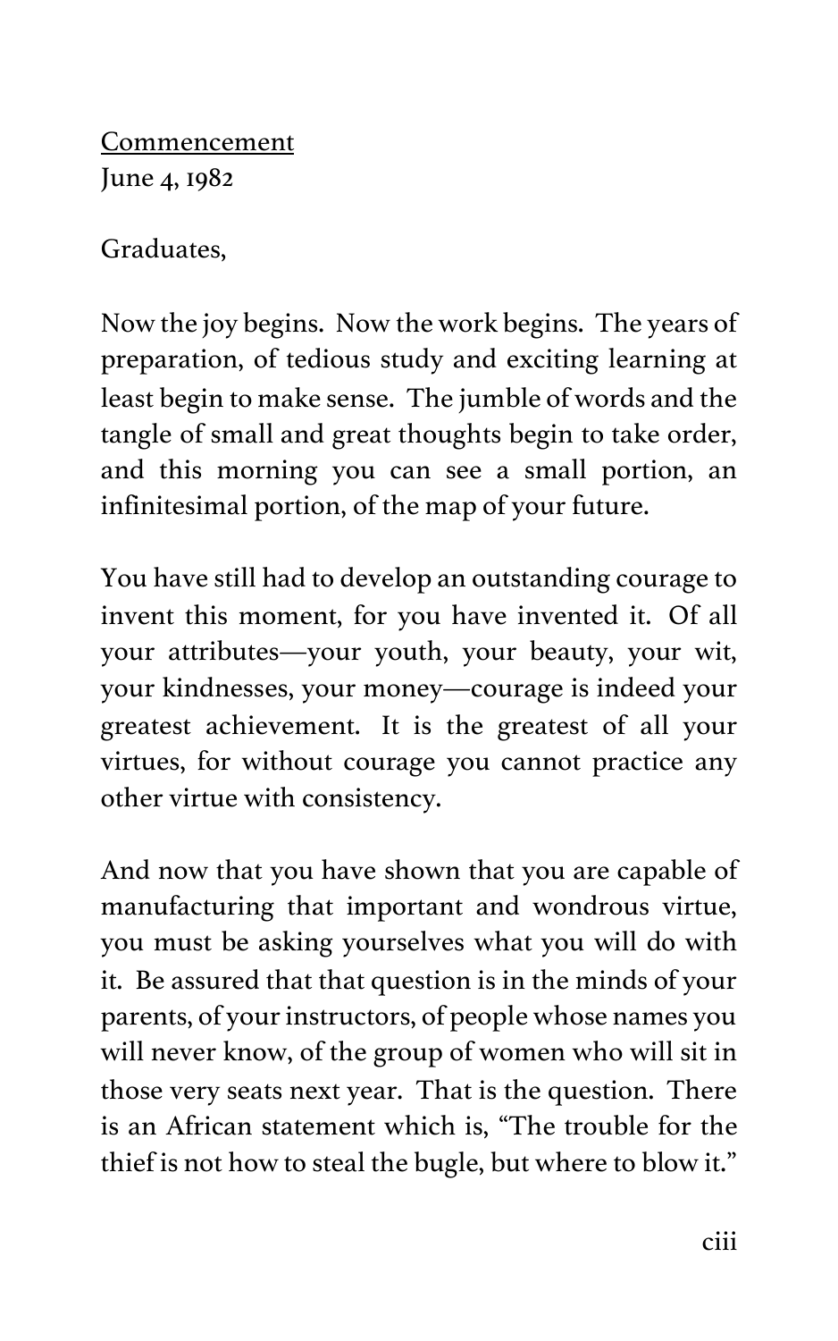Commencement
June 4, 1982

Graduates,

Now the joy begins. Now the work begins. The years of preparation, of tedious study and exciting learning at least begin to make sense. The jumble of words and the tangle of small and great thoughts begin to take order, and this morning you can see a small portion, an infinitesimal portion, of the map of your future.

You have still had to develop an outstanding courage to invent this moment, for you have invented it. Of all your attributes—your youth, your beauty, your wit, your kindnesses, your money—courage is indeed your greatest achievement. It is the greatest of all your virtues, for without courage you cannot practice any other virtue with consistency.

And now that you have shown that you are capable of manufacturing that important and wondrous virtue, you must be asking yourselves what you will do with it. Be assured that that question is in the minds of your parents, of your instructors, of people whose names you will never know, of the group of women who will sit in those very seats next year. That is the question. There is an African statement which is, "The trouble for the thief is not how to steal the bugle, but where to blow it."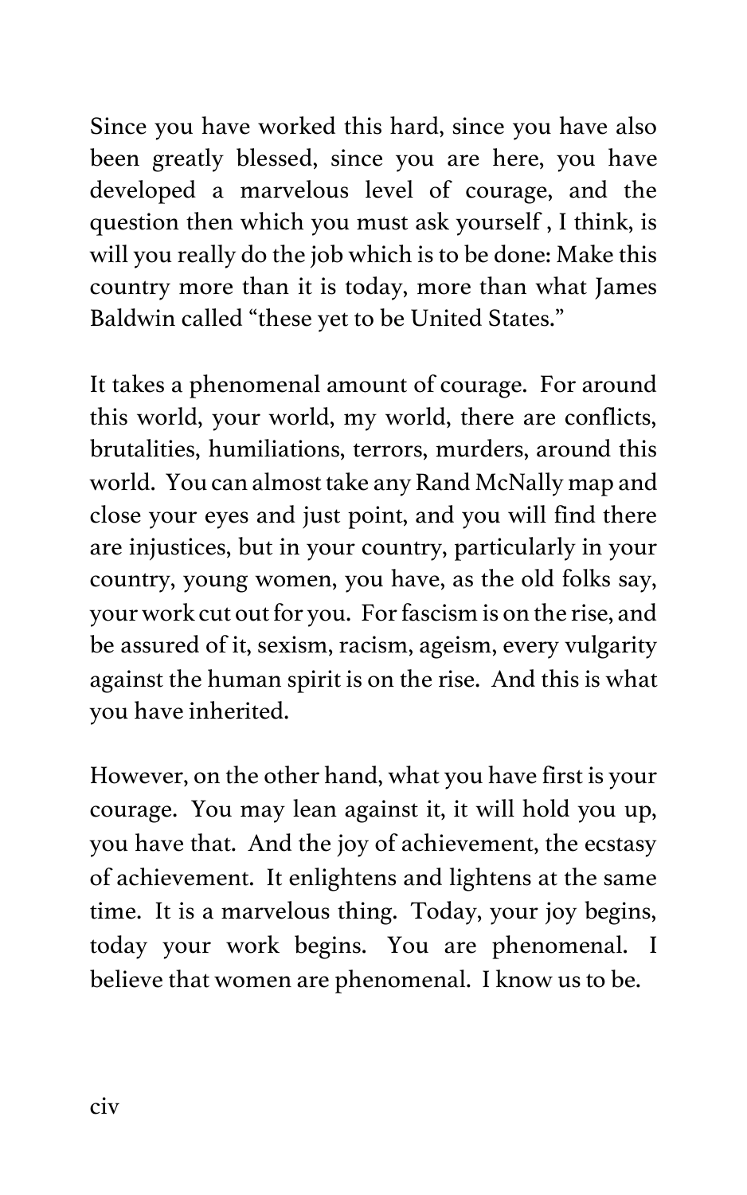Since you have worked this hard, since you have also been greatly blessed, since you are here, you have developed a marvelous level of courage, and the question then which you must ask yourself , I think, is will you really do the job which is to be done: Make this country more than it is today, more than what James Baldwin called "these yet to be United States."

It takes a phenomenal amount of courage. For around this world, your world, my world, there are conflicts, brutalities, humiliations, terrors, murders, around this world. You can almost take any Rand McNally map and close your eyes and just point, and you will find there are injustices, but in your country, particularly in your country, young women, you have, as the old folks say, your work cut out for you. For fascism is on the rise, and be assured of it, sexism, racism, ageism, every vulgarity against the human spirit is on the rise. And this is what you have inherited.

However, on the other hand, what you have first is your courage. You may lean against it, it will hold you up, you have that. And the joy of achievement, the ecstasy of achievement. It enlightens and lightens at the same time. It is a marvelous thing. Today, your joy begins, today your work begins. You are phenomenal. I believe that women are phenomenal. I know us to be.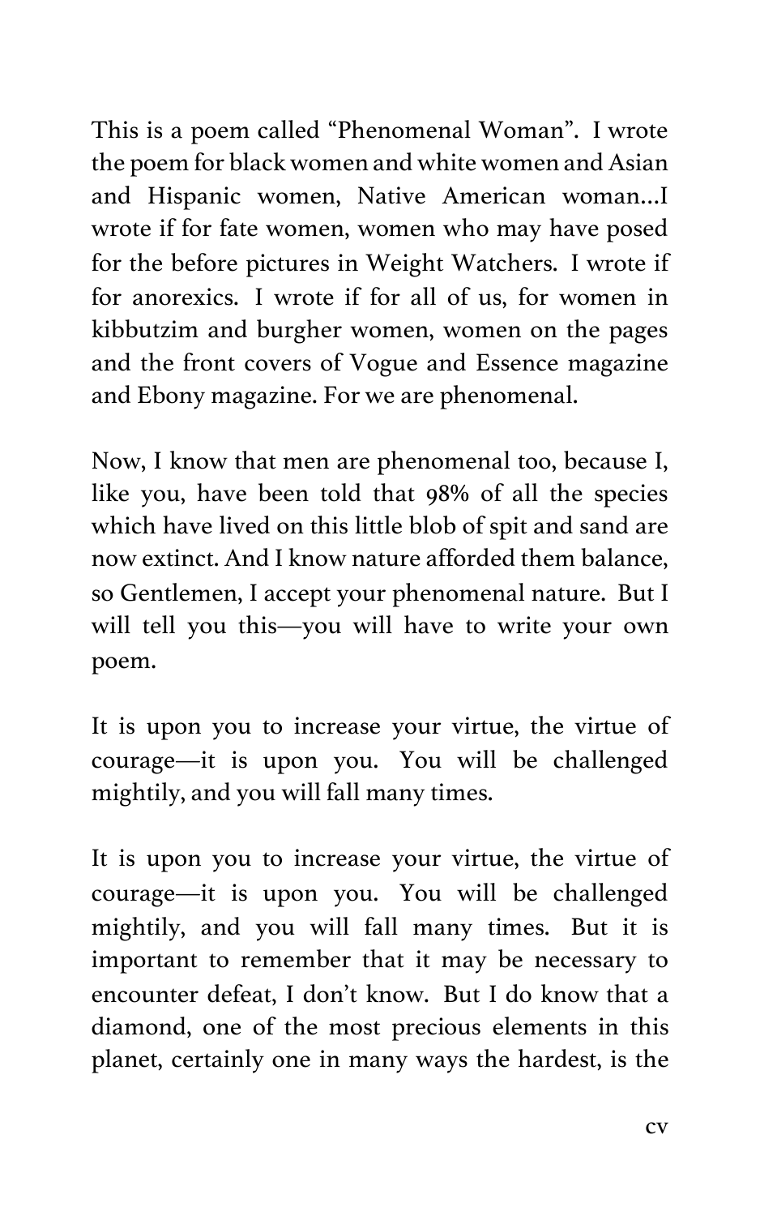This is a poem called "Phenomenal Woman". I wrote the poem for black women and white women and Asian and Hispanic women, Native American woman...I wrote if for fate women, women who may have posed for the before pictures in Weight Watchers. I wrote if for anorexics. I wrote if for all of us, for women in kibbutzim and burgher women, women on the pages and the front covers of Vogue and Essence magazine and Ebony magazine. For we are phenomenal.

Now, I know that men are phenomenal too, because I, like you, have been told that 98% of all the species which have lived on this little blob of spit and sand are now extinct. And I know nature afforded them balance, so Gentlemen, I accept your phenomenal nature. But I will tell you this—you will have to write your own poem.

It is upon you to increase your virtue, the virtue of courage—it is upon you. You will be challenged mightily, and you will fall many times.

It is upon you to increase your virtue, the virtue of courage—it is upon you. You will be challenged mightily, and you will fall many times. But it is important to remember that it may be necessary to encounter defeat, I don't know. But I do know that a diamond, one of the most precious elements in this planet, certainly one in many ways the hardest, is the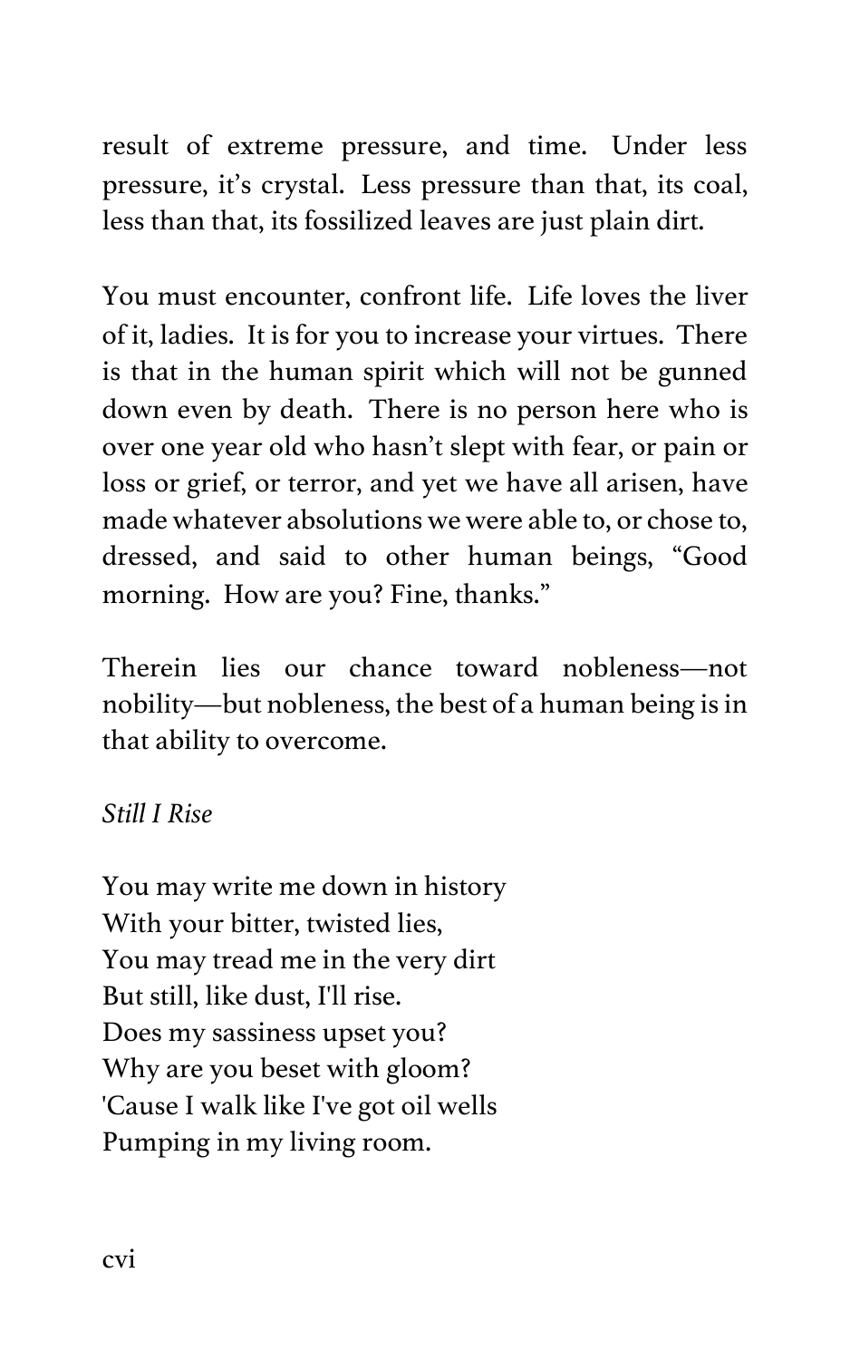result of extreme pressure, and time. Under less pressure, it's crystal. Less pressure than that, its coal, less than that, its fossilized leaves are just plain dirt.

You must encounter, confront life. Life loves the liver of it, ladies. It is for you to increase your virtues. There is that in the human spirit which will not be gunned down even by death. There is no person here who is over one year old who hasn't slept with fear, or pain or loss or grief, or terror, and yet we have all arisen, have made whatever absolutions we were able to, or chose to, dressed, and said to other human beings, "Good morning. How are you? Fine, thanks."

Therein lies our chance toward nobleness—not nobility—but nobleness, the best of a human being is in that ability to overcome.

*Still I Rise*

You may write me down in history  
With your bitter, twisted lies,  
You may tread me in the very dirt  
But still, like dust, I'll rise.  
Does my sassiness upset you?  
Why are you beset with gloom?  
'Cause I walk like I've got oil wells  
Pumping in my living room.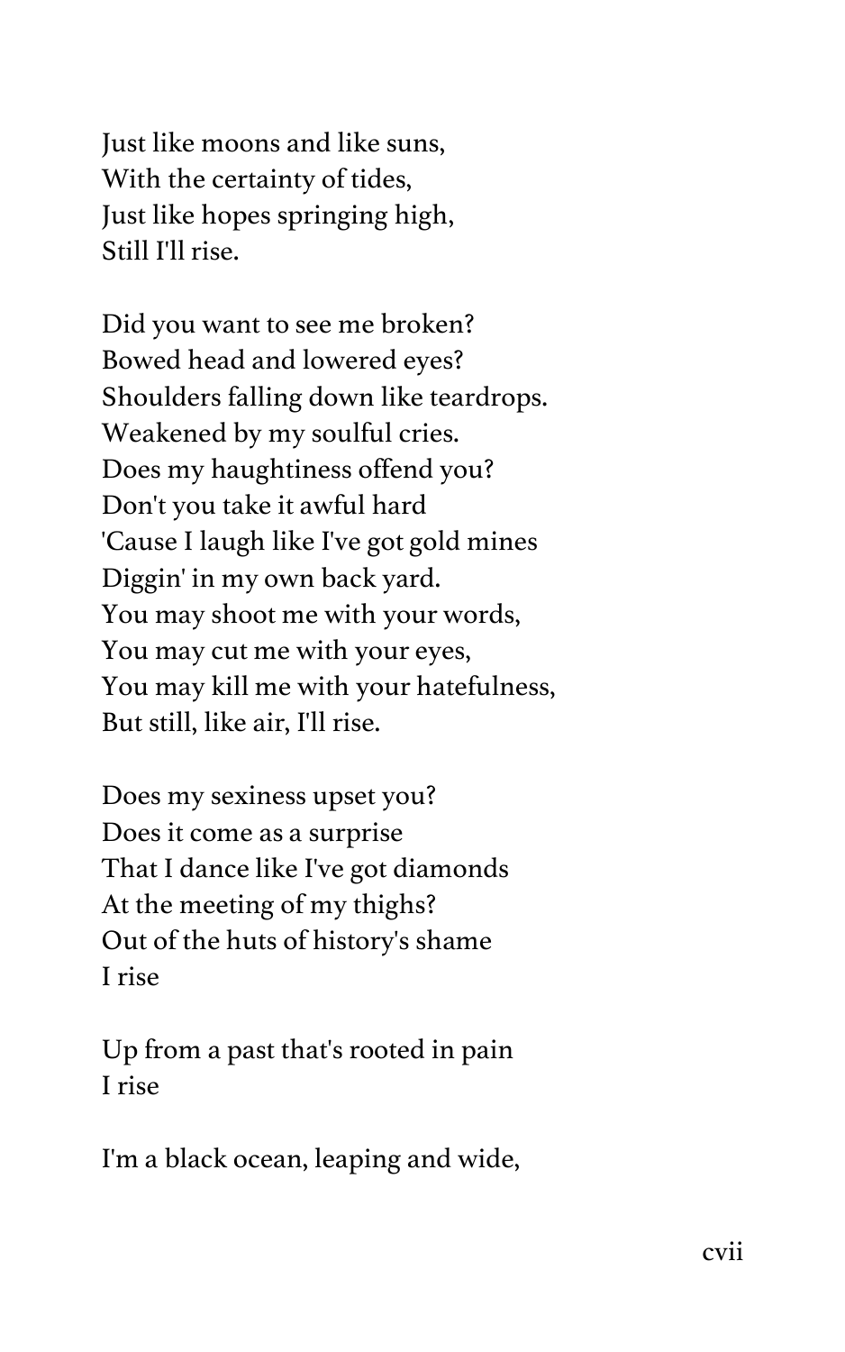Just like moons and like suns,
With the certainty of tides,
Just like hopes springing high,
Still I'll rise.

Did you want to see me broken?
Bowed head and lowered eyes?
Shoulders falling down like teardrops.
Weakened by my soulful cries.
Does my haughtiness offend you?
Don't you take it awful hard
'Cause I laugh like I've got gold mines
Diggin' in my own back yard.
You may shoot me with your words,
You may cut me with your eyes,
You may kill me with your hatefulness,
But still, like air, I'll rise.

Does my sexiness upset you?
Does it come as a surprise
That I dance like I've got diamonds
At the meeting of my thighs?
Out of the huts of history's shame
I rise

Up from a past that's rooted in pain
I rise

I'm a black ocean, leaping and wide,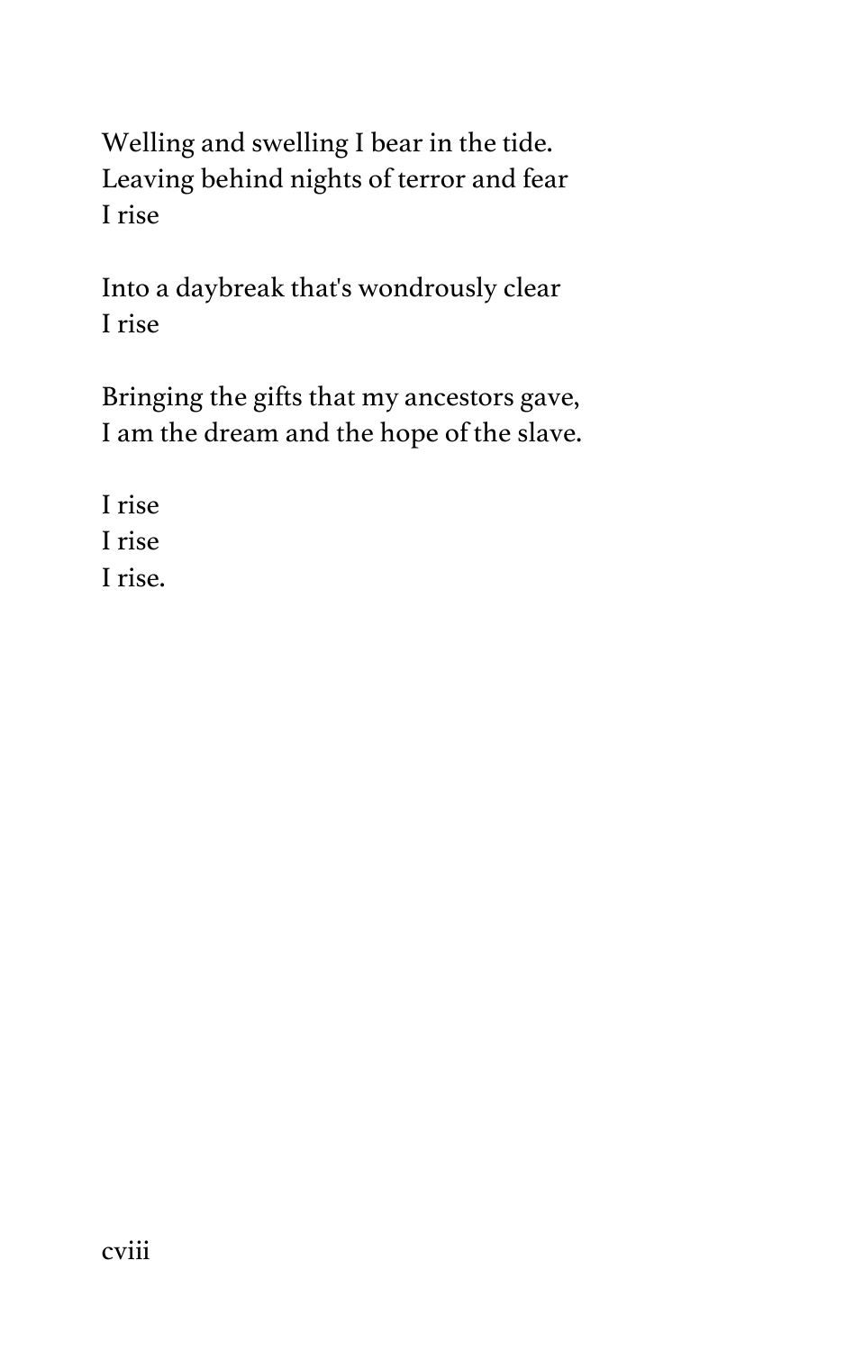Welling and swelling I bear in the tide.  
Leaving behind nights of terror and fear  
I rise

Into a daybreak that's wondrously clear  
I rise

Bringing the gifts that my ancestors gave,  
I am the dream and the hope of the slave.

I rise  
I rise  
I rise.